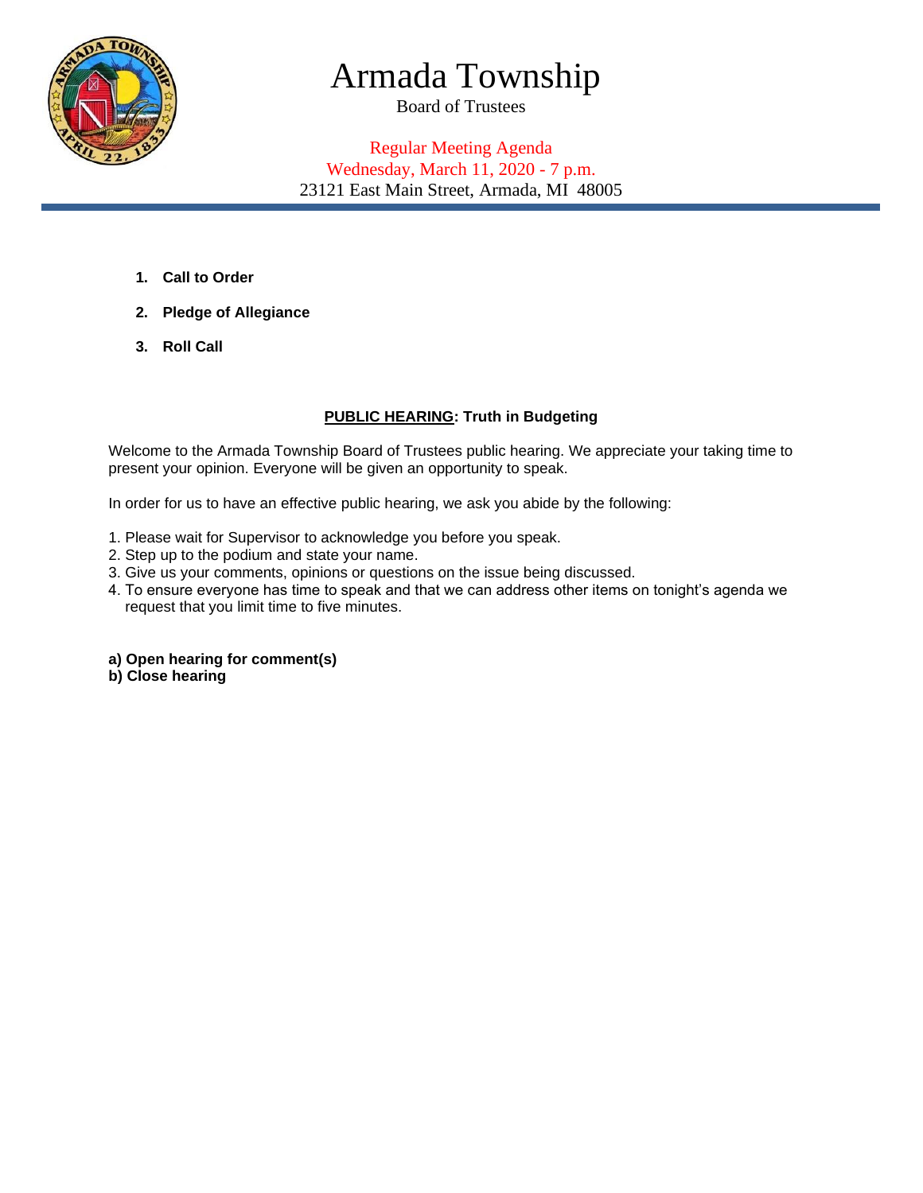# Armada Township

Board of Trustees

Regular Meeting Agenda
Wednesday, March 11, 2020 - 7 p.m.
23121 East Main Street, Armada, MI 48005

1. **Call to Order**
2. **Pledge of Allegiance**
3. **Roll Call**

**PUBLIC HEARING: Truth in Budgeting**

Welcome to the Armada Township Board of Trustees public hearing. We appreciate your taking time to present your opinion. Everyone will be given an opportunity to speak.

In order for us to have an effective public hearing, we ask you abide by the following:

1. Please wait for Supervisor to acknowledge you before you speak.
2. Step up to the podium and state your name.
3. Give us your comments, opinions or questions on the issue being discussed.
4. To ensure everyone has time to speak and that we can address other items on tonight's agenda we request that you limit time to five minutes.

**a) Open hearing for comment(s)**
**b) Close hearing**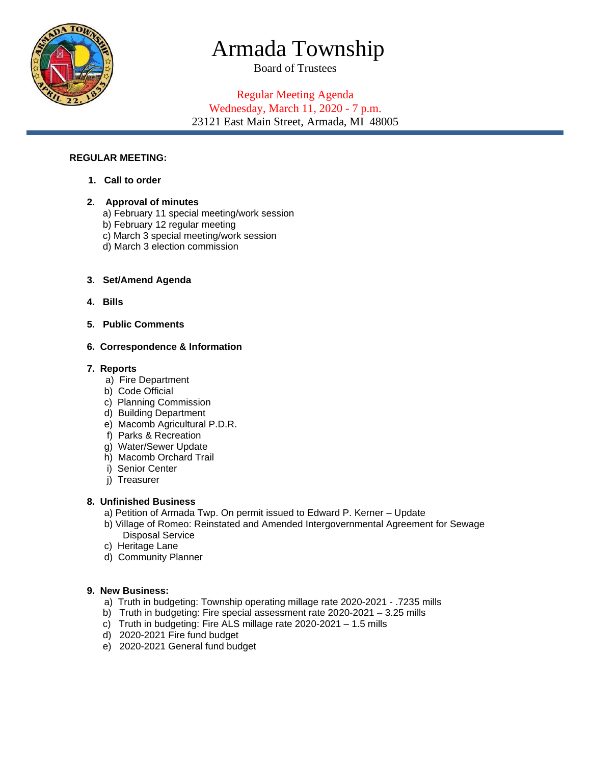# Armada Township

Board of Trustees

Regular Meeting Agenda
Wednesday, March 11, 2020 - 7 p.m.
23121 East Main Street, Armada, MI 48005

**REGULAR MEETING:**

1. **Call to order**

2. **Approval of minutes**
   a) February 11 special meeting/work session
   b) February 12 regular meeting
   c) March 3 special meeting/work session
   d) March 3 election commission

3. **Set/Amend Agenda**

4. **Bills**

5. **Public Comments**

6. **Correspondence & Information**

7. **Reports**
   a) Fire Department
   b) Code Official
   c) Planning Commission
   d) Building Department
   e) Macomb Agricultural P.D.R.
   f) Parks & Recreation
   g) Water/Sewer Update
   h) Macomb Orchard Trail
   i) Senior Center
   j) Treasurer

8. **Unfinished Business**
   a) Petition of Armada Twp. On permit issued to Edward P. Kerner – Update
   b) Village of Romeo: Reinstated and Amended Intergovernmental Agreement for Sewage Disposal Service
   c) Heritage Lane
   d) Community Planner

9. **New Business:**
   a) Truth in budgeting: Township operating millage rate 2020-2021 - .7235 mills
   b) Truth in budgeting: Fire special assessment rate 2020-2021 – 3.25 mills
   c) Truth in budgeting: Fire ALS millage rate 2020-2021 – 1.5 mills
   d) 2020-2021 Fire fund budget
   e) 2020-2021 General fund budget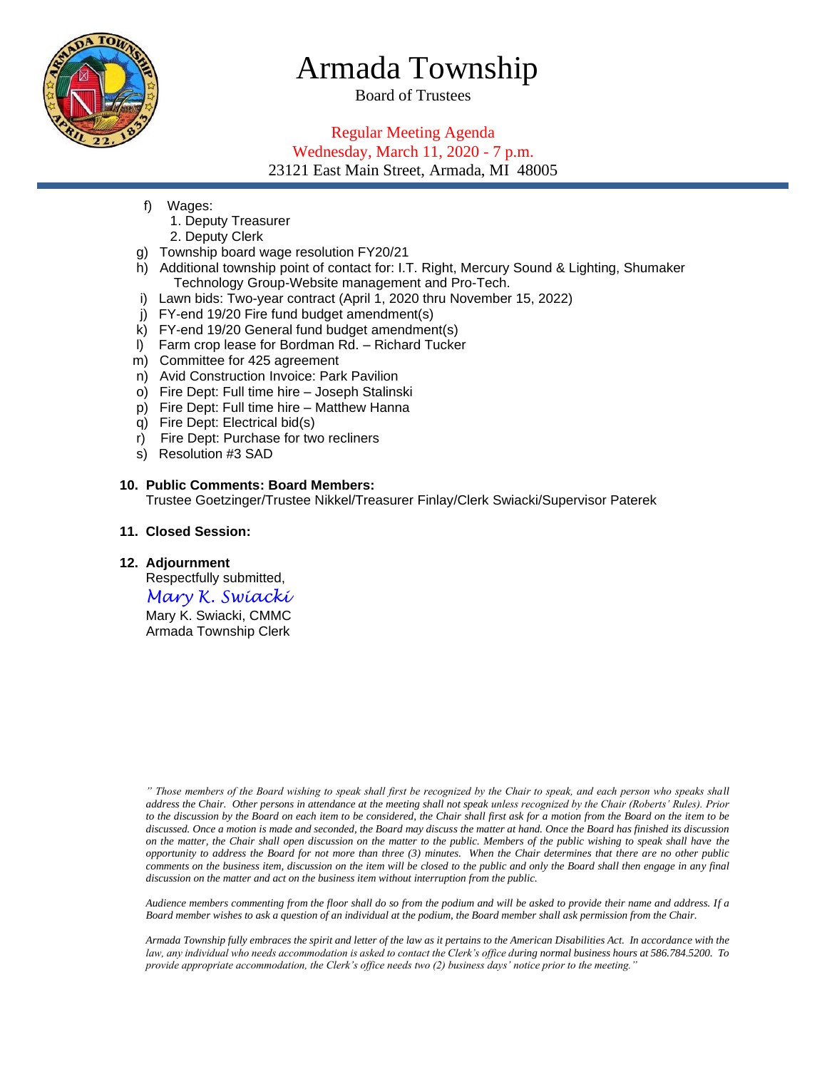# Armada Township

Board of Trustees

Regular Meeting Agenda
Wednesday, March 11, 2020 - 7 p.m.
23121 East Main Street, Armada, MI 48005

f) Wages:
   1. Deputy Treasurer
   2. Deputy Clerk

g) Township board wage resolution FY20/21

h) Additional township point of contact for: I.T. Right, Mercury Sound & Lighting, Shumaker Technology Group-Website management and Pro-Tech.

i) Lawn bids: Two-year contract (April 1, 2020 thru November 15, 2022)

j) FY-end 19/20 Fire fund budget amendment(s)

k) FY-end 19/20 General fund budget amendment(s)

l) Farm crop lease for Bordman Rd. – Richard Tucker

m) Committee for 425 agreement

n) Avid Construction Invoice: Park Pavilion

o) Fire Dept: Full time hire – Joseph Stalinski

p) Fire Dept: Full time hire – Matthew Hanna

q) Fire Dept: Electrical bid(s)

r) Fire Dept: Purchase for two recliners

s) Resolution #3 SAD

**10. Public Comments: Board Members:**
Trustee Goetzinger/Trustee Nikkel/Treasurer Finlay/Clerk Swiacki/Supervisor Paterek

**11. Closed Session:**

**12. Adjournment**
Respectfully submitted,
*Mary K. Swiacki*
Mary K. Swiacki, CMMC
Armada Township Clerk

*" Those members of the Board wishing to speak shall first be recognized by the Chair to speak, and each person who speaks shall address the Chair. Other persons in attendance at the meeting shall not speak unless recognized by the Chair (Roberts' Rules). Prior to the discussion by the Board on each item to be considered, the Chair shall first ask for a motion from the Board on the item to be discussed. Once a motion is made and seconded, the Board may discuss the matter at hand. Once the Board has finished its discussion on the matter, the Chair shall open discussion on the matter to the public. Members of the public wishing to speak shall have the opportunity to address the Board for not more than three (3) minutes. When the Chair determines that there are no other public comments on the business item, discussion on the item will be closed to the public and only the Board shall then engage in any final discussion on the matter and act on the business item without interruption from the public.*

*Audience members commenting from the floor shall do so from the podium and will be asked to provide their name and address. If a Board member wishes to ask a question of an individual at the podium, the Board member shall ask permission from the Chair.*

*Armada Township fully embraces the spirit and letter of the law as it pertains to the American Disabilities Act. In accordance with the law, any individual who needs accommodation is asked to contact the Clerk's office during normal business hours at 586.784.5200. To provide appropriate accommodation, the Clerk's office needs two (2) business days' notice prior to the meeting."*